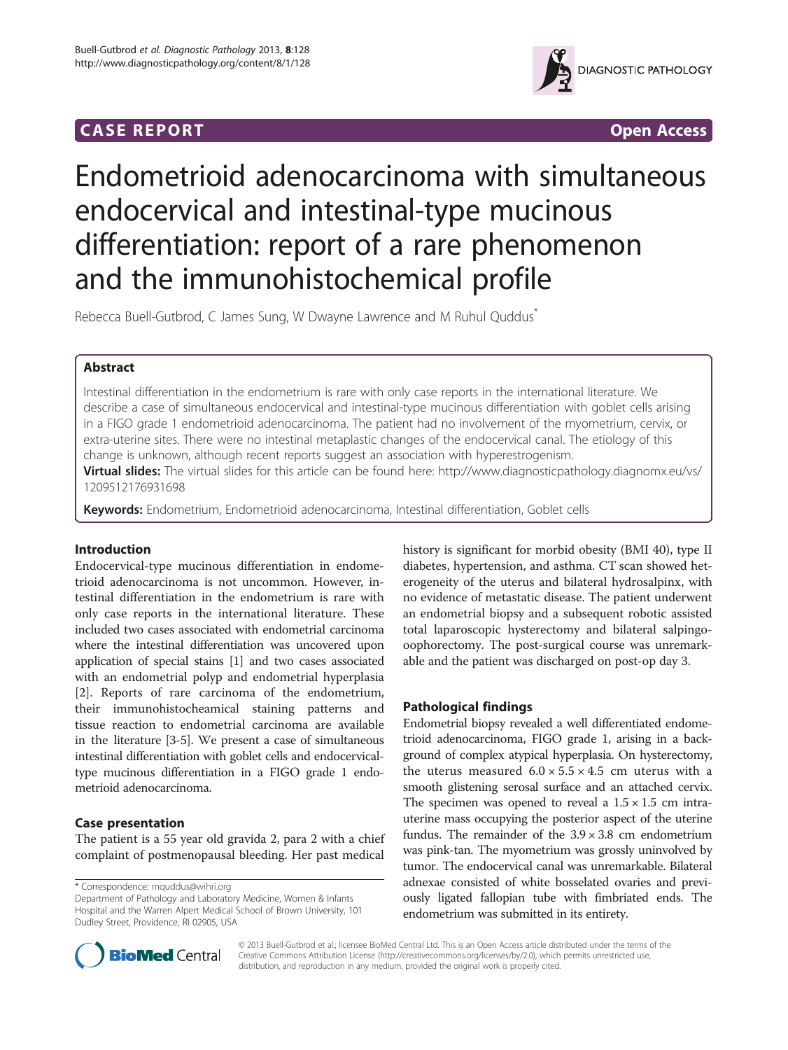CASE REPORT Open Access

# Endometrioid adenocarcinoma with simultaneous endocervical and intestinal-type mucinous differentiation: report of a rare phenomenon and the immunohistochemical profile

Rebecca Buell-Gutbrod, C James Sung, W Dwayne Lawrence and M Ruhul Quddus*

## Abstract

Intestinal differentiation in the endometrium is rare with only case reports in the international literature. We describe a case of simultaneous endocervical and intestinal-type mucinous differentiation with goblet cells arising in a FIGO grade 1 endometrioid adenocarcinoma. The patient had no involvement of the myometrium, cervix, or extra-uterine sites. There were no intestinal metaplastic changes of the endocervical canal. The etiology of this change is unknown, although recent reports suggest an association with hyperestrogenism.

**Virtual slides:** The virtual slides for this article can be found here: http://www.diagnosticpathology.diagnomx.eu/vs/1209512176931698

**Keywords:** Endometrium, Endometrioid adenocarcinoma, Intestinal differentiation, Goblet cells

## Introduction

Endocervical-type mucinous differentiation in endometrioid adenocarcinoma is not uncommon. However, intestinal differentiation in the endometrium is rare with only case reports in the international literature. These included two cases associated with endometrial carcinoma where the intestinal differentiation was uncovered upon application of special stains [1] and two cases associated with an endometrial polyp and endometrial hyperplasia [2]. Reports of rare carcinoma of the endometrium, their immunohistocheamical staining patterns and tissue reaction to endometrial carcinoma are available in the literature [3-5]. We present a case of simultaneous intestinal differentiation with goblet cells and endocervical-type mucinous differentiation in a FIGO grade 1 endometrioid adenocarcinoma.

## Case presentation

The patient is a 55 year old gravida 2, para 2 with a chief complaint of postmenopausal bleeding. Her past medical history is significant for morbid obesity (BMI 40), type II diabetes, hypertension, and asthma. CT scan showed heterogeneity of the uterus and bilateral hydrosalpinx, with no evidence of metastatic disease. The patient underwent an endometrial biopsy and a subsequent robotic assisted total laparoscopic hysterectomy and bilateral salpingo-oophorectomy. The post-surgical course was unremarkable and the patient was discharged on post-op day 3.

## Pathological findings

Endometrial biopsy revealed a well differentiated endometrioid adenocarcinoma, FIGO grade 1, arising in a background of complex atypical hyperplasia. On hysterectomy, the uterus measured $6.0 \times 5.5 \times 4.5$ cm uterus with a smooth glistening serosal surface and an attached cervix. The specimen was opened to reveal a $1.5 \times 1.5$ cm intrauterine mass occupying the posterior aspect of the uterine fundus. The remainder of the $3.9 \times 3.8$ cm endometrium was pink-tan. The myometrium was grossly uninvolved by tumor. The endocervical canal was unremarkable. Bilateral adnexae consisted of white bosselated ovaries and previously ligated fallopian tube with fimbriated ends. The endometrium was submitted in its entirety.

* Correspondence: mquddus@wihri.org
Department of Pathology and Laboratory Medicine, Women & Infants Hospital and the Warren Alpert Medical School of Brown University, 101 Dudley Street, Providence, RI 02905, USA

© 2013 Buell-Gutbrod et al.; licensee BioMed Central Ltd. This is an Open Access article distributed under the terms of the Creative Commons Attribution License (http://creativecommons.org/licenses/by/2.0), which permits unrestricted use, distribution, and reproduction in any medium, provided the original work is properly cited.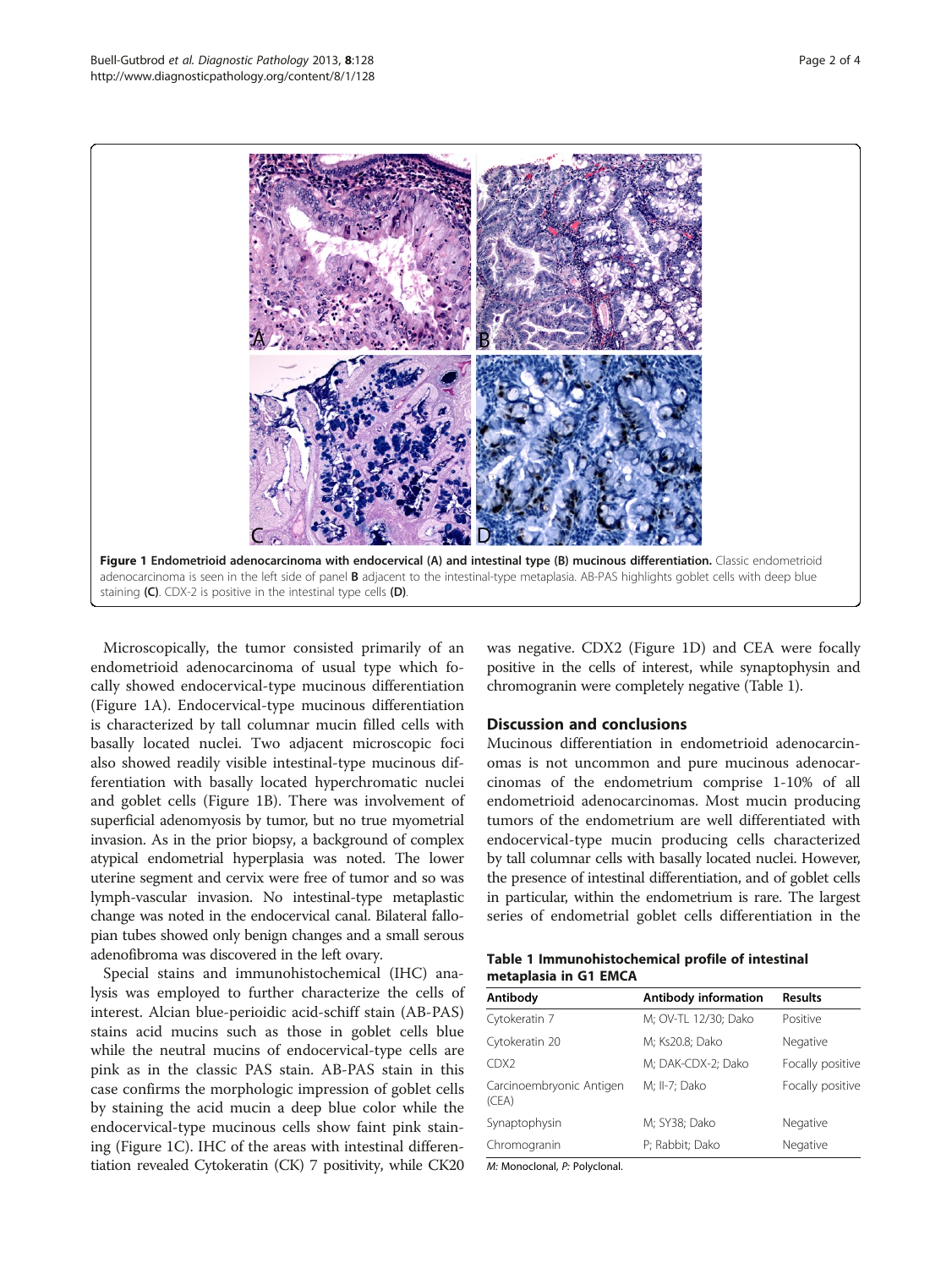**Figure 1 Endometrioid adenocarcinoma with endocervical (A) and intestinal type (B) mucinous differentiation.** Classic endometrioid adenocarcinoma is seen in the left side of panel **B** adjacent to the intestinal-type metaplasia. AB-PAS highlights goblet cells with deep blue staining **(C)**. CDX-2 is positive in the intestinal type cells **(D)**.

Microscopically, the tumor consisted primarily of an endometrioid adenocarcinoma of usual type which focally showed endocervical-type mucinous differentiation (Figure 1A). Endocervical-type mucinous differentiation is characterized by tall columnar mucin filled cells with basally located nuclei. Two adjacent microscopic foci also showed readily visible intestinal-type mucinous differentiation with basally located hyperchromatic nuclei and goblet cells (Figure 1B). There was involvement of superficial adenomyosis by tumor, but no true myometrial invasion. As in the prior biopsy, a background of complex atypical endometrial hyperplasia was noted. The lower uterine segment and cervix were free of tumor and so was lymph-vascular invasion. No intestinal-type metaplastic change was noted in the endocervical canal. Bilateral fallopian tubes showed only benign changes and a small serous adenofibroma was discovered in the left ovary.

Special stains and immunohistochemical (IHC) analysis was employed to further characterize the cells of interest. Alcian blue-perioidic acid-schiff stain (AB-PAS) stains acid mucins such as those in goblet cells blue while the neutral mucins of endocervical-type cells are pink as in the classic PAS stain. AB-PAS stain in this case confirms the morphologic impression of goblet cells by staining the acid mucin a deep blue color while the endocervical-type mucinous cells show faint pink staining (Figure 1C). IHC of the areas with intestinal differentiation revealed Cytokeratin (CK) 7 positivity, while CK20 was negative. CDX2 (Figure 1D) and CEA were focally positive in the cells of interest, while synaptophysin and chromogranin were completely negative (Table 1).

## Discussion and conclusions

Mucinous differentiation in endometrioid adenocarcinomas is not uncommon and pure mucinous adenocarcinomas of the endometrium comprise 1-10% of all endometrioid adenocarcinomas. Most mucin producing tumors of the endometrium are well differentiated with endocervical-type mucin producing cells characterized by tall columnar cells with basally located nuclei. However, the presence of intestinal differentiation, and of goblet cells in particular, within the endometrium is rare. The largest series of endometrial goblet cells differentiation in the

**Table 1 Immunohistochemical profile of intestinal metaplasia in G1 EMCA**

| Antibody | Antibody information | Results |
|---|---|---|
| Cytokeratin 7 | M; OV-TL 12/30; Dako | Positive |
| Cytokeratin 20 | M; Ks20.8; Dako | Negative |
| CDX2 | M; DAK-CDX-2; Dako | Focally positive |
| Carcinoembryonic Antigen (CEA) | M; II-7; Dako | Focally positive |
| Synaptophysin | M; SY38; Dako | Negative |
| Chromogranin | P; Rabbit; Dako | Negative |

*M: Monoclonal, P: Polyclonal.*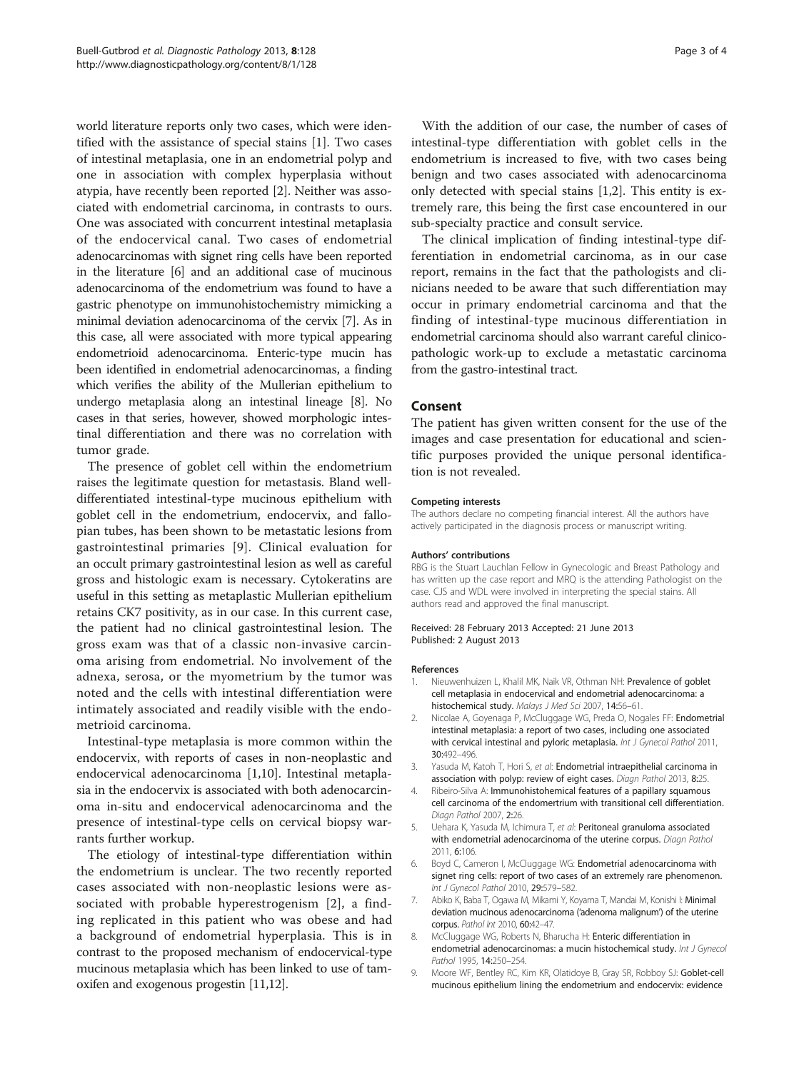world literature reports only two cases, which were identified with the assistance of special stains [1]. Two cases of intestinal metaplasia, one in an endometrial polyp and one in association with complex hyperplasia without atypia, have recently been reported [2]. Neither was associated with endometrial carcinoma, in contrasts to ours. One was associated with concurrent intestinal metaplasia of the endocervical canal. Two cases of endometrial adenocarcinomas with signet ring cells have been reported in the literature [6] and an additional case of mucinous adenocarcinoma of the endometrium was found to have a gastric phenotype on immunohistochemistry mimicking a minimal deviation adenocarcinoma of the cervix [7]. As in this case, all were associated with more typical appearing endometrioid adenocarcinoma. Enteric-type mucin has been identified in endometrial adenocarcinomas, a finding which verifies the ability of the Mullerian epithelium to undergo metaplasia along an intestinal lineage [8]. No cases in that series, however, showed morphologic intestinal differentiation and there was no correlation with tumor grade.

The presence of goblet cell within the endometrium raises the legitimate question for metastasis. Bland well-differentiated intestinal-type mucinous epithelium with goblet cell in the endometrium, endocervix, and fallopian tubes, has been shown to be metastatic lesions from gastrointestinal primaries [9]. Clinical evaluation for an occult primary gastrointestinal lesion as well as careful gross and histologic exam is necessary. Cytokeratins are useful in this setting as metaplastic Mullerian epithelium retains CK7 positivity, as in our case. In this current case, the patient had no clinical gastrointestinal lesion. The gross exam was that of a classic non-invasive carcinoma arising from endometrial. No involvement of the adnexa, serosa, or the myometrium by the tumor was noted and the cells with intestinal differentiation were intimately associated and readily visible with the endometrioid carcinoma.

Intestinal-type metaplasia is more common within the endocervix, with reports of cases in non-neoplastic and endocervical adenocarcinoma [1,10]. Intestinal metaplasia in the endocervix is associated with both adenocarcinoma in-situ and endocervical adenocarcinoma and the presence of intestinal-type cells on cervical biopsy warrants further workup.

The etiology of intestinal-type differentiation within the endometrium is unclear. The two recently reported cases associated with non-neoplastic lesions were associated with probable hyperestrogenism [2], a finding replicated in this patient who was obese and had a background of endometrial hyperplasia. This is in contrast to the proposed mechanism of endocervical-type mucinous metaplasia which has been linked to use of tamoxifen and exogenous progestin [11,12].

With the addition of our case, the number of cases of intestinal-type differentiation with goblet cells in the endometrium is increased to five, with two cases being benign and two cases associated with adenocarcinoma only detected with special stains [1,2]. This entity is extremely rare, this being the first case encountered in our sub-specialty practice and consult service.

The clinical implication of finding intestinal-type differentiation in endometrial carcinoma, as in our case report, remains in the fact that the pathologists and clinicians needed to be aware that such differentiation may occur in primary endometrial carcinoma and that the finding of intestinal-type mucinous differentiation in endometrial carcinoma should also warrant careful clinicopathologic work-up to exclude a metastatic carcinoma from the gastro-intestinal tract.

## Consent

The patient has given written consent for the use of the images and case presentation for educational and scientific purposes provided the unique personal identification is not revealed.

#### Competing interests

The authors declare no competing financial interest. All the authors have actively participated in the diagnosis process or manuscript writing.

#### Authors' contributions

RBG is the Stuart Lauchlan Fellow in Gynecologic and Breast Pathology and has written up the case report and MRQ is the attending Pathologist on the case. CJS and WDL were involved in interpreting the special stains. All authors read and approved the final manuscript.

Received: 28 February 2013 Accepted: 21 June 2013
Published: 2 August 2013

#### References

1. Nieuwenhuizen L, Khalil MK, Naik VR, Othman NH: **Prevalence of goblet cell metaplasia in endocervical and endometrial adenocarcinoma: a histochemical study.** *Malays J Med Sci* 2007, **14**:56–61.
2. Nicolae A, Goyenaga P, McCluggage WG, Preda O, Nogales FF: **Endometrial intestinal metaplasia: a report of two cases, including one associated with cervical intestinal and pyloric metaplasia.** *Int J Gynecol Pathol* 2011, **30**:492–496.
3. Yasuda M, Katoh T, Hori S, *et al*: **Endometrial intraepithelial carcinoma in association with polyp: review of eight cases.** *Diagn Pathol* 2013, **8**:25.
4. Ribeiro-Silva A: **Immunohistochemical features of a papillary squamous cell carcinoma of the endomertrium with transitional cell differentiation.** *Diagn Pathol* 2007, **2**:26.
5. Uehara K, Yasuda M, Ichimura T, *et al*: **Peritoneal granuloma associated with endometrial adenocarcinoma of the uterine corpus.** *Diagn Pathol* 2011, **6**:106.
6. Boyd C, Cameron I, McCluggage WG: **Endometrial adenocarcinoma with signet ring cells: report of two cases of an extremely rare phenomenon.** *Int J Gynecol Pathol* 2010, **29**:579–582.
7. Abiko K, Baba T, Ogawa M, Mikami Y, Koyama T, Mandai M, Konishi I: **Minimal deviation mucinous adenocarcinoma ('adenoma malignum') of the uterine corpus.** *Pathol Int* 2010, **60**:42–47.
8. McCluggage WG, Roberts N, Bharucha H: **Enteric differentiation in endometrial adenocarcinomas: a mucin histochemical study.** *Int J Gynecol Pathol* 1995, **14**:250–254.
9. Moore WF, Bentley RC, Kim KR, Olatidoye B, Gray SR, Robboy SJ: **Goblet-cell mucinous epithelium lining the endometrium and endocervix: evidence**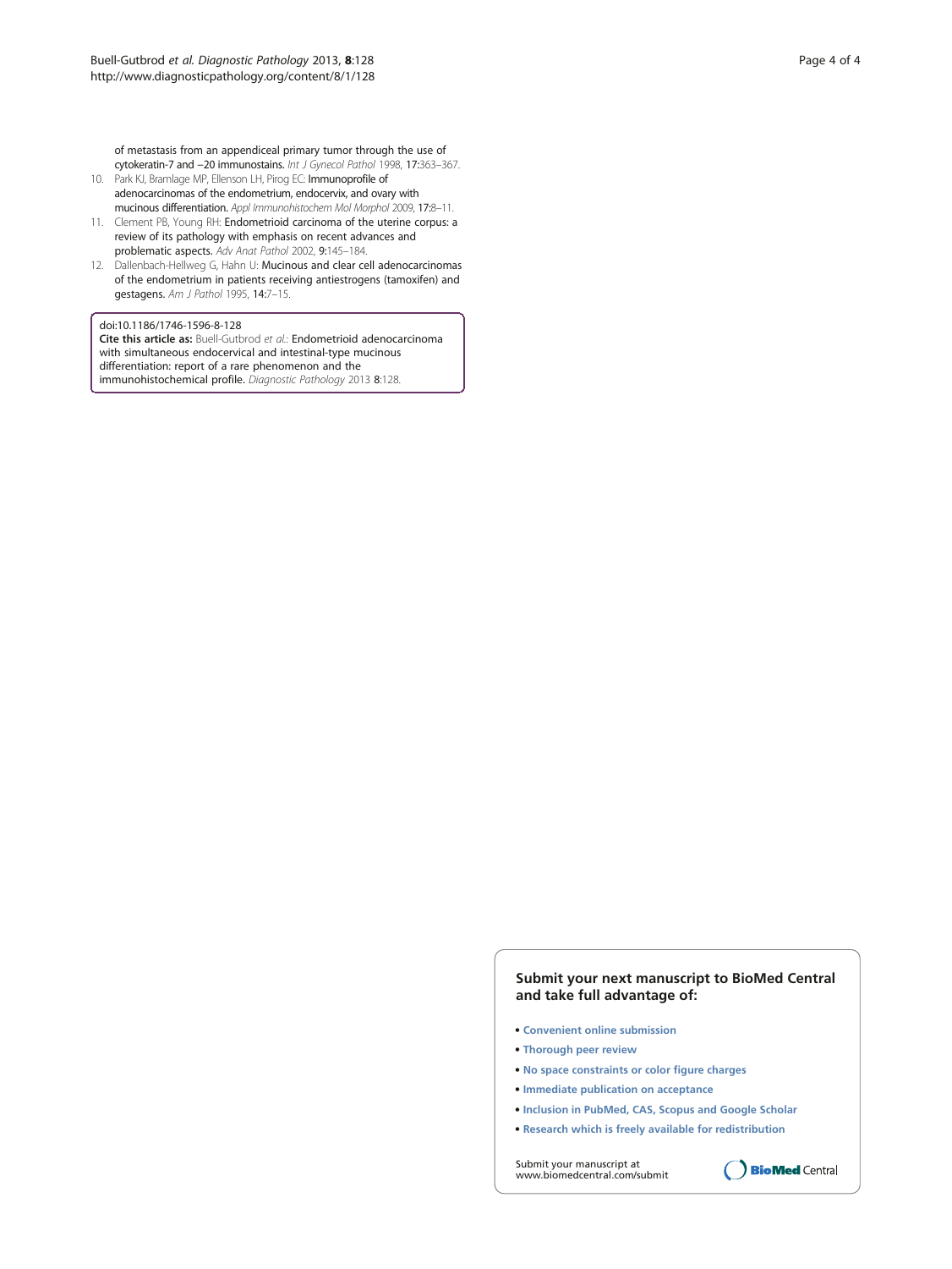of metastasis from an appendiceal primary tumor through the use of cytokeratin-7 and −20 immunostains. *Int J Gynecol Pathol* 1998, **17**:363–367.

10. Park KJ, Bramlage MP, Ellenson LH, Pirog EC: **Immunoprofile of adenocarcinomas of the endometrium, endocervix, and ovary with mucinous differentiation.** *Appl Immunohistochem Mol Morphol* 2009, **17**:8–11.
11. Clement PB, Young RH: **Endometrioid carcinoma of the uterine corpus: a review of its pathology with emphasis on recent advances and problematic aspects.** *Adv Anat Pathol* 2002, **9**:145–184.
12. Dallenbach-Hellweg G, Hahn U: **Mucinous and clear cell adenocarcinomas of the endometrium in patients receiving antiestrogens (tamoxifen) and gestagens.** *Am J Pathol* 1995, **14**:7–15.

doi:10.1186/1746-1596-8-128

**Cite this article as:** Buell-Gutbrod *et al.*: Endometrioid adenocarcinoma with simultaneous endocervical and intestinal-type mucinous differentiation: report of a rare phenomenon and the immunohistochemical profile. *Diagnostic Pathology* 2013 **8**:128.

**Submit your next manuscript to BioMed Central and take full advantage of:**

- **Convenient online submission**
- **Thorough peer review**
- **No space constraints or color figure charges**
- **Immediate publication on acceptance**
- **Inclusion in PubMed, CAS, Scopus and Google Scholar**
- **Research which is freely available for redistribution**

Submit your manuscript at
www.biomedcentral.com/submit

BioMed Central